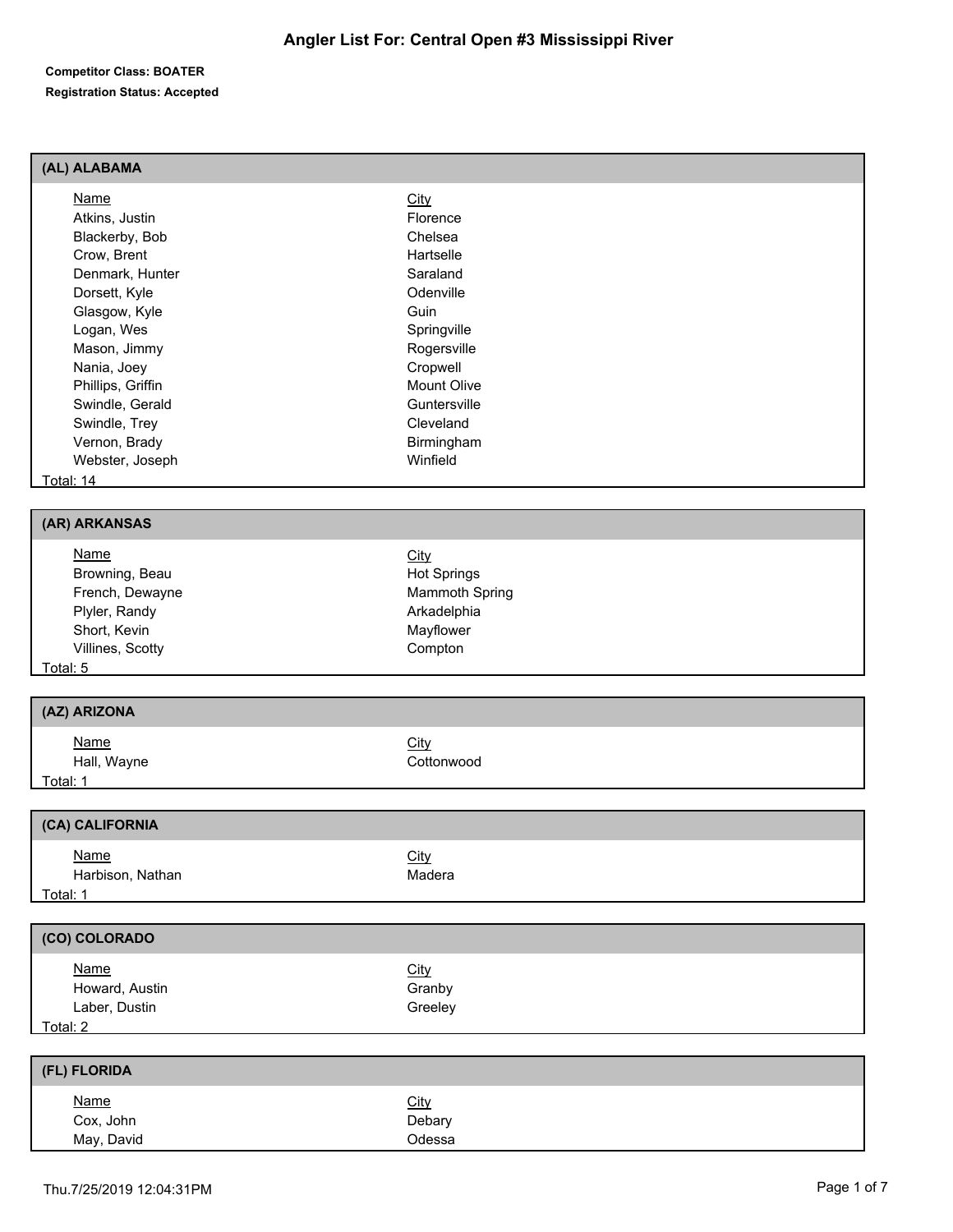# Angler List For: Central Open #3 Mississippi River

**Competitor Class: BOATER**

**Registration Status: Accepted**

## (AL) ALABAMA

| Name | City |
|---|---|
| Atkins, Justin | Florence |
| Blackerby, Bob | Chelsea |
| Crow, Brent | Hartselle |
| Denmark, Hunter | Saraland |
| Dorsett, Kyle | Odenville |
| Glasgow, Kyle | Guin |
| Logan, Wes | Springville |
| Mason, Jimmy | Rogersville |
| Nania, Joey | Cropwell |
| Phillips, Griffin | Mount Olive |
| Swindle, Gerald | Guntersville |
| Swindle, Trey | Cleveland |
| Vernon, Brady | Birmingham |
| Webster, Joseph | Winfield |

Total: 14

## (AR) ARKANSAS

| Name | City |
|---|---|
| Browning, Beau | Hot Springs |
| French, Dewayne | Mammoth Spring |
| Plyler, Randy | Arkadelphia |
| Short, Kevin | Mayflower |
| Villines, Scotty | Compton |

Total: 5

## (AZ) ARIZONA

| Name | City |
|---|---|
| Hall, Wayne | Cottonwood |

Total: 1

## (CA) CALIFORNIA

| Name | City |
|---|---|
| Harbison, Nathan | Madera |

Total: 1

## (CO) COLORADO

| Name | City |
|---|---|
| Howard, Austin | Granby |
| Laber, Dustin | Greeley |

Total: 2

## (FL) FLORIDA

| Name | City |
|---|---|
| Cox, John | Debary |
| May, David | Odessa |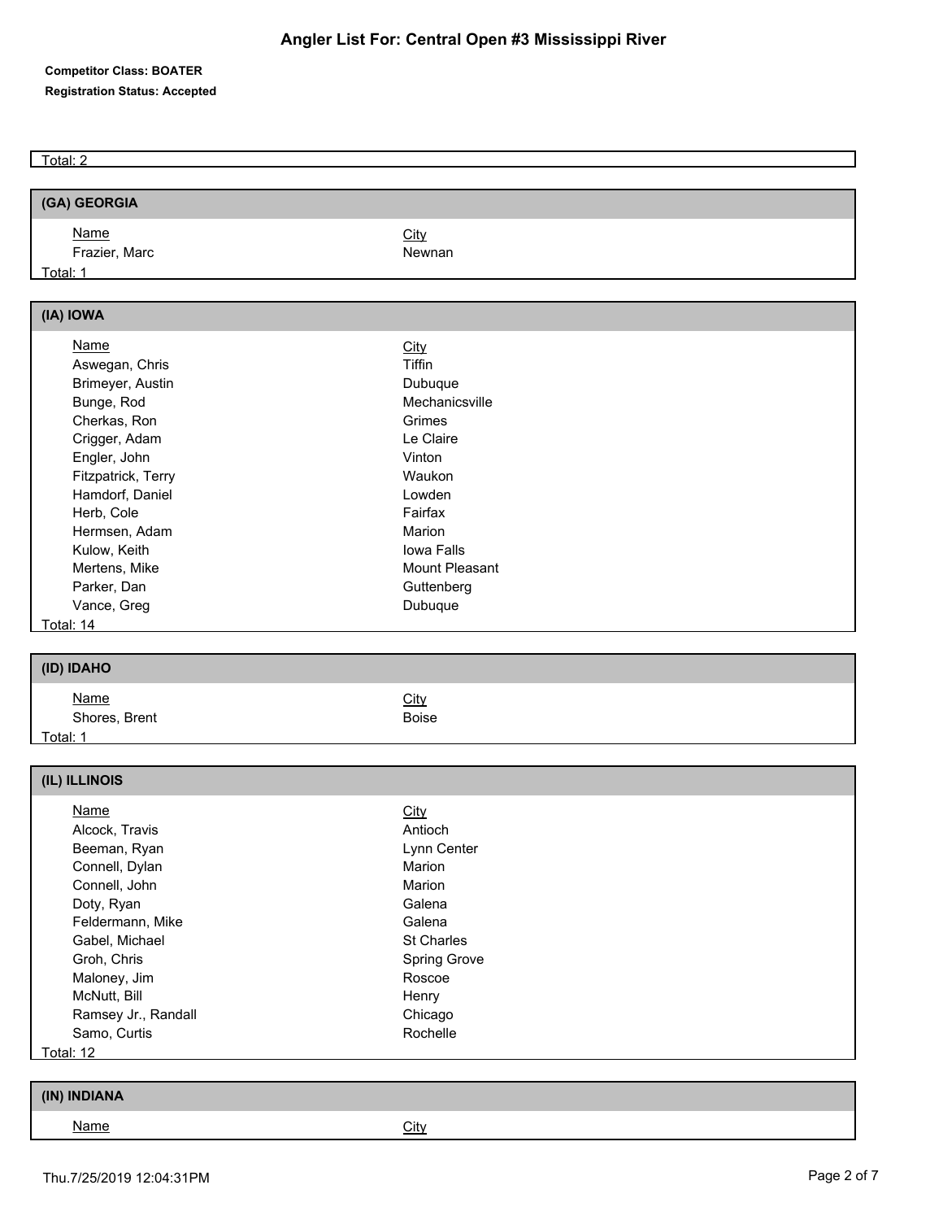# Angler List For: Central Open #3 Mississippi River

**Competitor Class: BOATER**

**Registration Status: Accepted**

Total: 2

## (GA) GEORGIA

| Name | City |
|---|---|
| Frazier, Marc | Newnan |

Total: 1

## (IA) IOWA

| Name | City |
|---|---|
| Aswegan, Chris | Tiffin |
| Brimeyer, Austin | Dubuque |
| Bunge, Rod | Mechanicsville |
| Cherkas, Ron | Grimes |
| Crigger, Adam | Le Claire |
| Engler, John | Vinton |
| Fitzpatrick, Terry | Waukon |
| Hamdorf, Daniel | Lowden |
| Herb, Cole | Fairfax |
| Hermsen, Adam | Marion |
| Kulow, Keith | Iowa Falls |
| Mertens, Mike | Mount Pleasant |
| Parker, Dan | Guttenberg |
| Vance, Greg | Dubuque |

Total: 14

## (ID) IDAHO

| Name | City |
|---|---|
| Shores, Brent | Boise |

Total: 1

## (IL) ILLINOIS

| Name | City |
|---|---|
| Alcock, Travis | Antioch |
| Beeman, Ryan | Lynn Center |
| Connell, Dylan | Marion |
| Connell, John | Marion |
| Doty, Ryan | Galena |
| Feldermann, Mike | Galena |
| Gabel, Michael | St Charles |
| Groh, Chris | Spring Grove |
| Maloney, Jim | Roscoe |
| McNutt, Bill | Henry |
| Ramsey Jr., Randall | Chicago |
| Samo, Curtis | Rochelle |

Total: 12

## (IN) INDIANA

| Name | City |
|---|---|

Thu.7/25/2019 12:04:31PM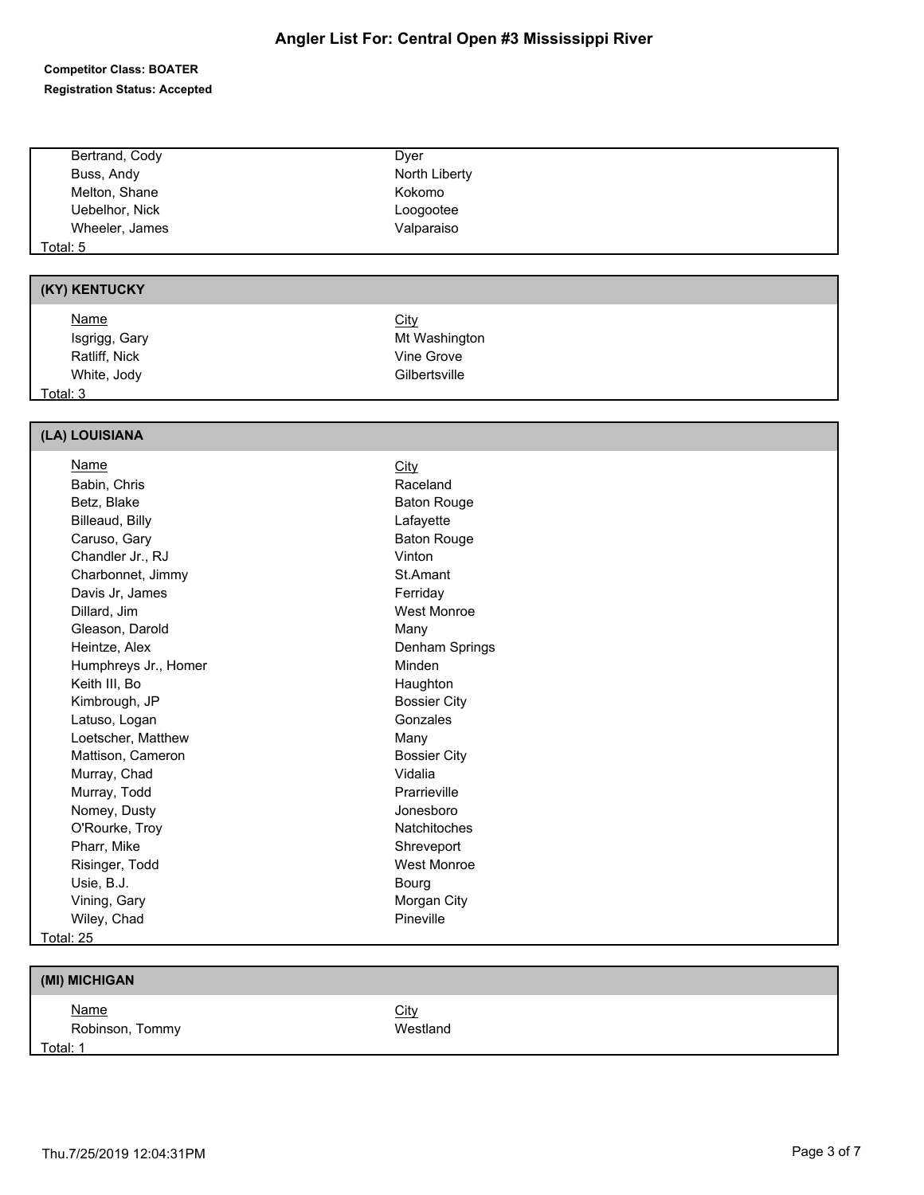# Angler List For: Central Open #3 Mississippi River

**Competitor Class: BOATER**

**Registration Status: Accepted**

| Name | City |
|---|---|
| Bertrand, Cody | Dyer |
| Buss, Andy | North Liberty |
| Melton, Shane | Kokomo |
| Uebelhor, Nick | Loogootee |
| Wheeler, James | Valparaiso |

Total: 5

## (KY) KENTUCKY

| Name | City |
|---|---|
| Isgrigg, Gary | Mt Washington |
| Ratliff, Nick | Vine Grove |
| White, Jody | Gilbertsville |

Total: 3

## (LA) LOUISIANA

| Name | City |
|---|---|
| Babin, Chris | Raceland |
| Betz, Blake | Baton Rouge |
| Billeaud, Billy | Lafayette |
| Caruso, Gary | Baton Rouge |
| Chandler Jr., RJ | Vinton |
| Charbonnet, Jimmy | St.Amant |
| Davis Jr, James | Ferriday |
| Dillard, Jim | West Monroe |
| Gleason, Darold | Many |
| Heintze, Alex | Denham Springs |
| Humphreys Jr., Homer | Minden |
| Keith III, Bo | Haughton |
| Kimbrough, JP | Bossier City |
| Latuso, Logan | Gonzales |
| Loetscher, Matthew | Many |
| Mattison, Cameron | Bossier City |
| Murray, Chad | Vidalia |
| Murray, Todd | Prarrieville |
| Nomey, Dusty | Jonesboro |
| O'Rourke, Troy | Natchitoches |
| Pharr, Mike | Shreveport |
| Risinger, Todd | West Monroe |
| Usie, B.J. | Bourg |
| Vining, Gary | Morgan City |
| Wiley, Chad | Pineville |

Total: 25

## (MI) MICHIGAN

| Name | City |
|---|---|
| Robinson, Tommy | Westland |

Total: 1

Thu.7/25/2019 12:04:31PM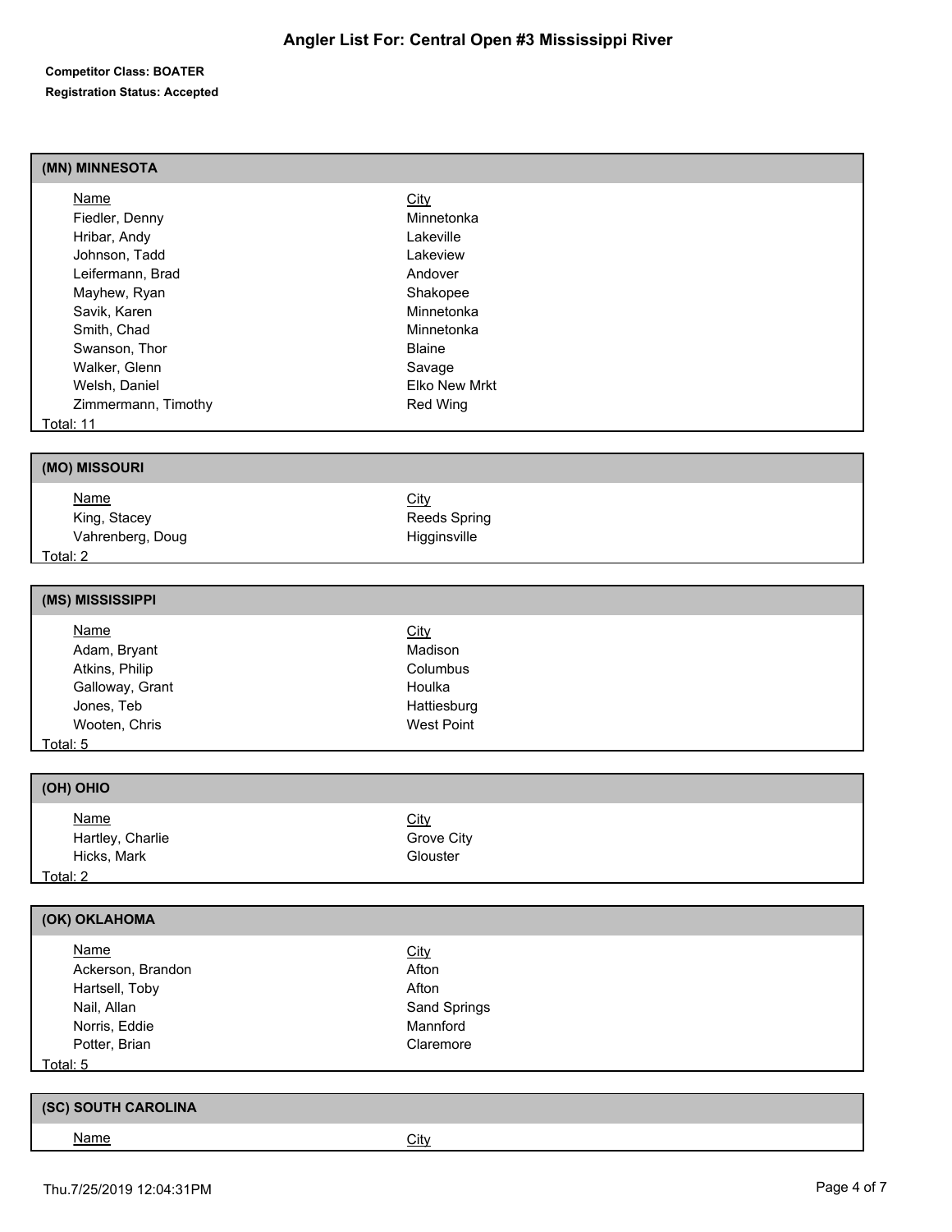# Angler List For: Central Open #3 Mississippi River

**Competitor Class: BOATER**

**Registration Status: Accepted**

## (MN) MINNESOTA

| Name | City |
|---|---|
| Fiedler, Denny | Minnetonka |
| Hribar, Andy | Lakeville |
| Johnson, Tadd | Lakeview |
| Leifermann, Brad | Andover |
| Mayhew, Ryan | Shakopee |
| Savik, Karen | Minnetonka |
| Smith, Chad | Minnetonka |
| Swanson, Thor | Blaine |
| Walker, Glenn | Savage |
| Welsh, Daniel | Elko New Mrkt |
| Zimmermann, Timothy | Red Wing |

Total: 11

## (MO) MISSOURI

| Name | City |
|---|---|
| King, Stacey | Reeds Spring |
| Vahrenberg, Doug | Higginsville |

Total: 2

## (MS) MISSISSIPPI

| Name | City |
|---|---|
| Adam, Bryant | Madison |
| Atkins, Philip | Columbus |
| Galloway, Grant | Houlka |
| Jones, Teb | Hattiesburg |
| Wooten, Chris | West Point |

Total: 5

## (OH) OHIO

| Name | City |
|---|---|
| Hartley, Charlie | Grove City |
| Hicks, Mark | Glouster |

Total: 2

## (OK) OKLAHOMA

| Name | City |
|---|---|
| Ackerson, Brandon | Afton |
| Hartsell, Toby | Afton |
| Nail, Allan | Sand Springs |
| Norris, Eddie | Mannford |
| Potter, Brian | Claremore |

Total: 5

## (SC) SOUTH CAROLINA

| Name | City |
|---|---|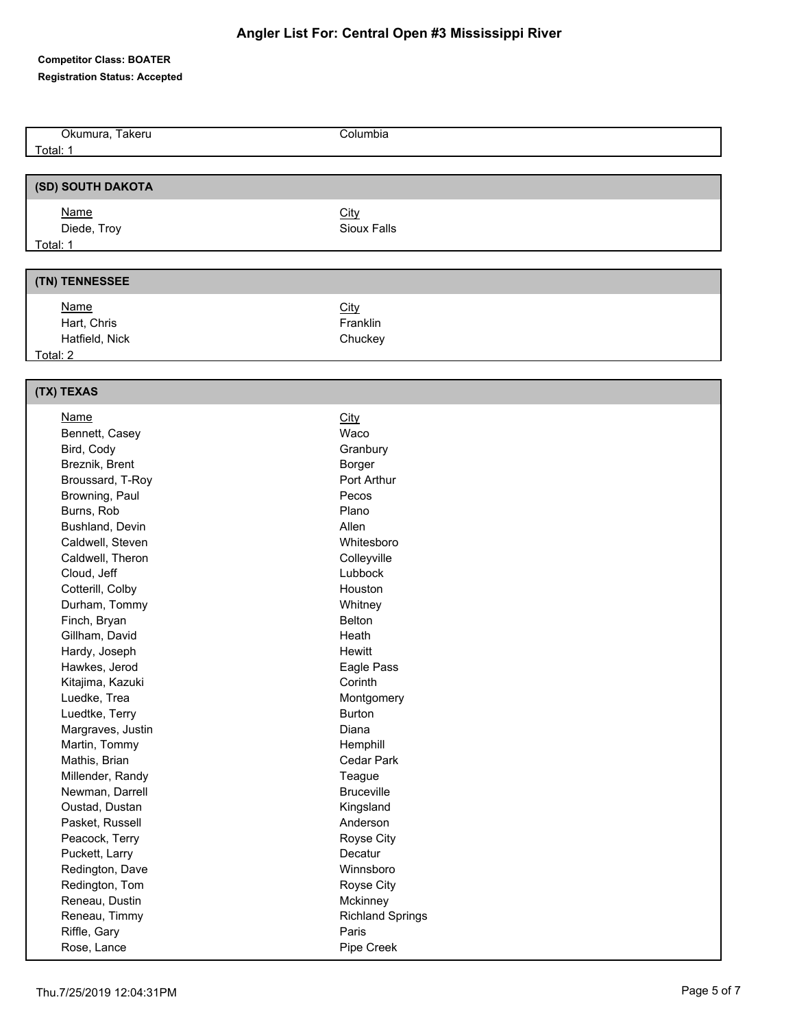# Angler List For: Central Open #3 Mississippi River

**Competitor Class: BOATER**

**Registration Status: Accepted**

| Name | City |
|---|---|
| Okumura, Takeru | Columbia |

Total: 1

## (SD) SOUTH DAKOTA

| Name | City |
|---|---|
| Diede, Troy | Sioux Falls |

Total: 1

## (TN) TENNESSEE

| Name | City |
|---|---|
| Hart, Chris | Franklin |
| Hatfield, Nick | Chuckey |

Total: 2

## (TX) TEXAS

| Name | City |
|---|---|
| Bennett, Casey | Waco |
| Bird, Cody | Granbury |
| Breznik, Brent | Borger |
| Broussard, T-Roy | Port Arthur |
| Browning, Paul | Pecos |
| Burns, Rob | Plano |
| Bushland, Devin | Allen |
| Caldwell, Steven | Whitesboro |
| Caldwell, Theron | Colleyville |
| Cloud, Jeff | Lubbock |
| Cotterill, Colby | Houston |
| Durham, Tommy | Whitney |
| Finch, Bryan | Belton |
| Gillham, David | Heath |
| Hardy, Joseph | Hewitt |
| Hawkes, Jerod | Eagle Pass |
| Kitajima, Kazuki | Corinth |
| Luedke, Trea | Montgomery |
| Luedtke, Terry | Burton |
| Margraves, Justin | Diana |
| Martin, Tommy | Hemphill |
| Mathis, Brian | Cedar Park |
| Millender, Randy | Teague |
| Newman, Darrell | Bruceville |
| Oustad, Dustan | Kingsland |
| Pasket, Russell | Anderson |
| Peacock, Terry | Royse City |
| Puckett, Larry | Decatur |
| Redington, Dave | Winnsboro |
| Redington, Tom | Royse City |
| Reneau, Dustin | Mckinney |
| Reneau, Timmy | Richland Springs |
| Riffle, Gary | Paris |
| Rose, Lance | Pipe Creek |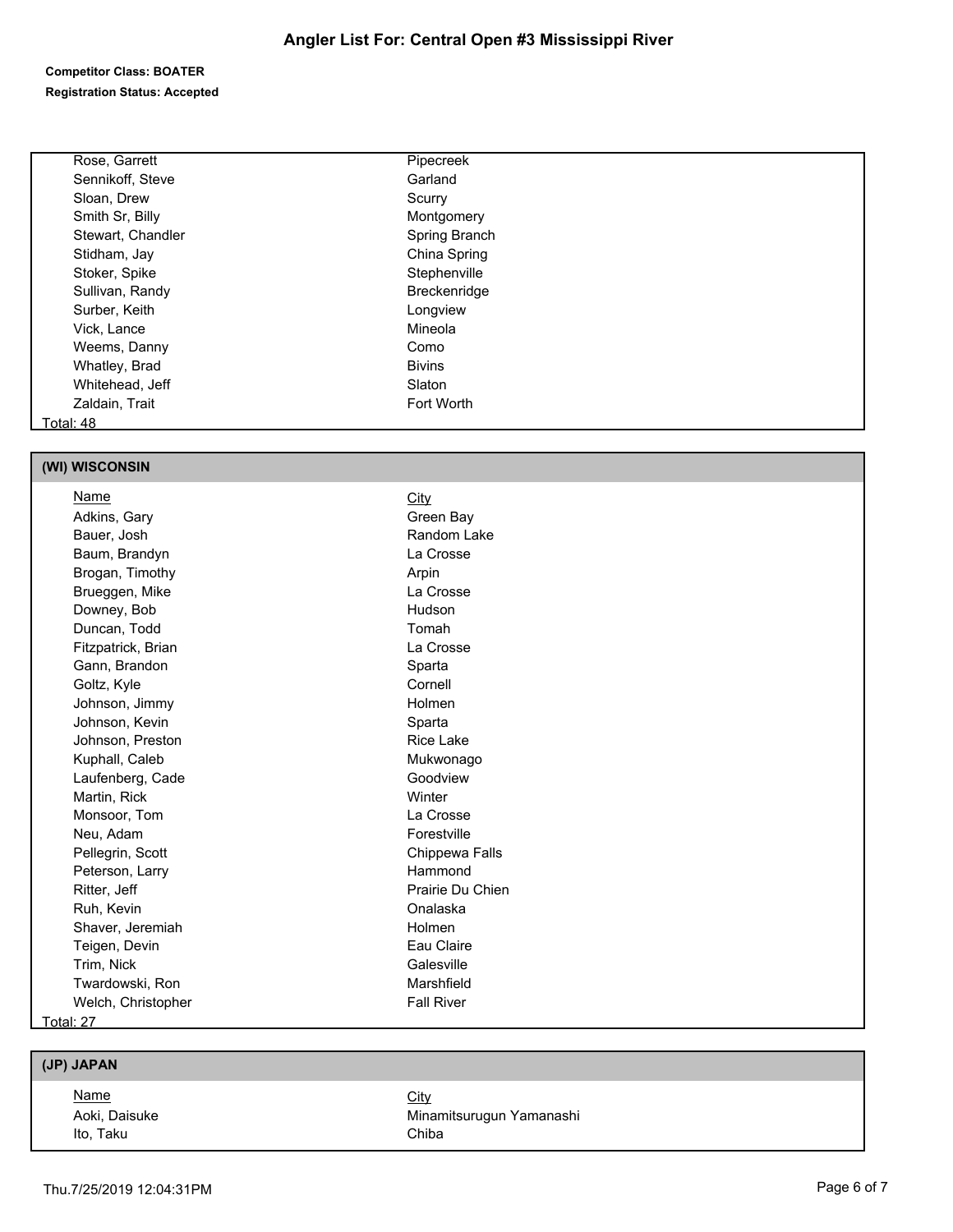# Angler List For: Central Open #3 Mississippi River

**Competitor Class: BOATER**

**Registration Status: Accepted**

| Name | City |
|---|---|
| Rose, Garrett | Pipecreek |
| Sennikoff, Steve | Garland |
| Sloan, Drew | Scurry |
| Smith Sr, Billy | Montgomery |
| Stewart, Chandler | Spring Branch |
| Stidham, Jay | China Spring |
| Stoker, Spike | Stephenville |
| Sullivan, Randy | Breckenridge |
| Surber, Keith | Longview |
| Vick, Lance | Mineola |
| Weems, Danny | Como |
| Whatley, Brad | Bivins |
| Whitehead, Jeff | Slaton |
| Zaldain, Trait | Fort Worth |

Total: 48

## (WI) WISCONSIN

| Name | City |
|---|---|
| Adkins, Gary | Green Bay |
| Bauer, Josh | Random Lake |
| Baum, Brandyn | La Crosse |
| Brogan, Timothy | Arpin |
| Brueggen, Mike | La Crosse |
| Downey, Bob | Hudson |
| Duncan, Todd | Tomah |
| Fitzpatrick, Brian | La Crosse |
| Gann, Brandon | Sparta |
| Goltz, Kyle | Cornell |
| Johnson, Jimmy | Holmen |
| Johnson, Kevin | Sparta |
| Johnson, Preston | Rice Lake |
| Kuphall, Caleb | Mukwonago |
| Laufenberg, Cade | Goodview |
| Martin, Rick | Winter |
| Monsoor, Tom | La Crosse |
| Neu, Adam | Forestville |
| Pellegrin, Scott | Chippewa Falls |
| Peterson, Larry | Hammond |
| Ritter, Jeff | Prairie Du Chien |
| Ruh, Kevin | Onalaska |
| Shaver, Jeremiah | Holmen |
| Teigen, Devin | Eau Claire |
| Trim, Nick | Galesville |
| Twardowski, Ron | Marshfield |
| Welch, Christopher | Fall River |

Total: 27

## (JP) JAPAN

| Name | City |
|---|---|
| Aoki, Daisuke | Minamitsurugun Yamanashi |
| Ito, Taku | Chiba |

Thu.7/25/2019 12:04:31PM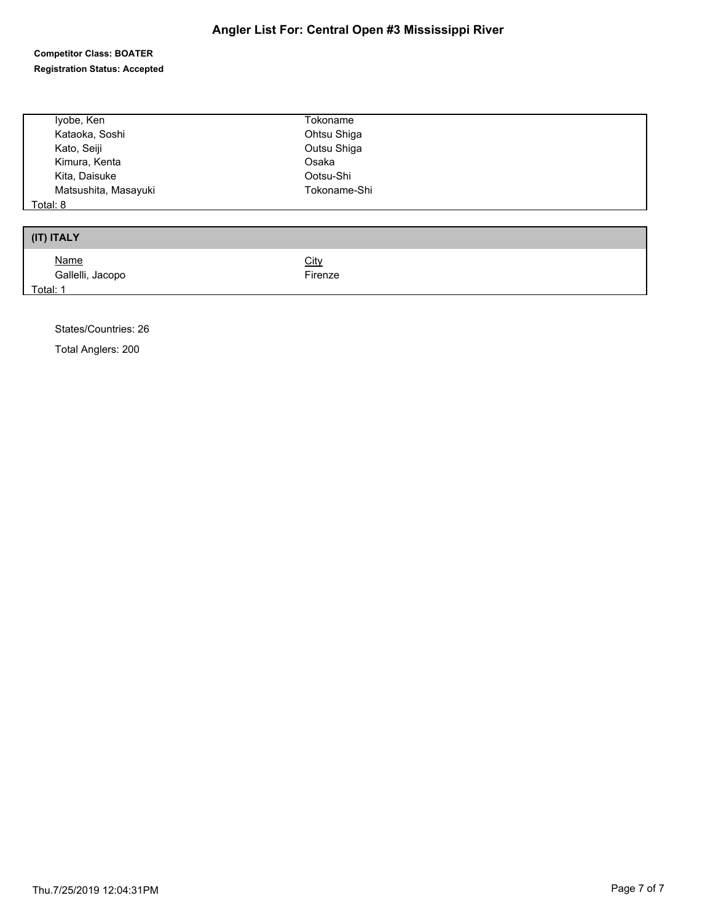# Angler List For: Central Open #3 Mississippi River

**Competitor Class: BOATER**

**Registration Status: Accepted**

| | |
|---|---|
| Iyobe, Ken | Tokoname |
| Kataoka, Soshi | Ohtsu Shiga |
| Kato, Seiji | Outsu Shiga |
| Kimura, Kenta | Osaka |
| Kita, Daisuke | Ootsu-Shi |
| Matsushita, Masayuki | Tokoname-Shi |

Total: 8

## (IT) ITALY

| Name | City |
|---|---|
| Gallelli, Jacopo | Firenze |

Total: 1

States/Countries: 26

Total Anglers: 200

Thu.7/25/2019 12:04:31PM